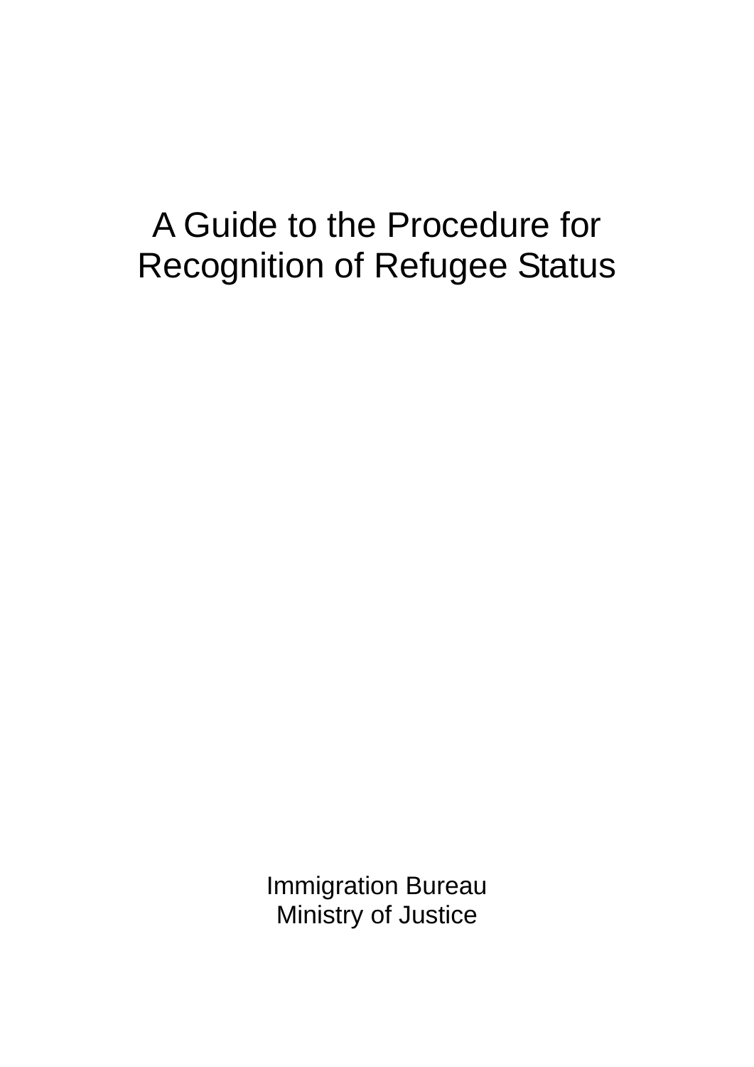# A Guide to the Procedure for Recognition of Refugee Status

Immigration Bureau
Ministry of Justice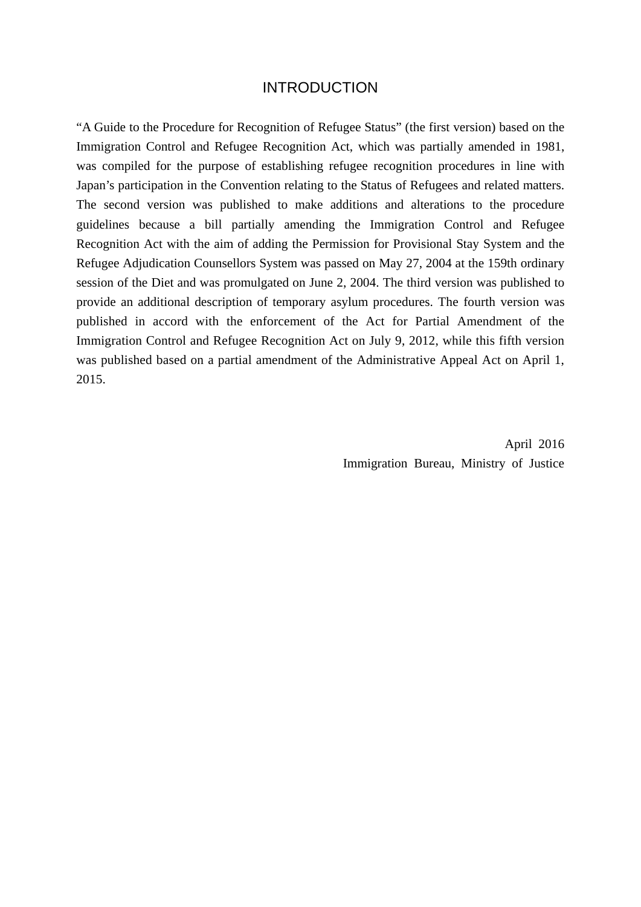# INTRODUCTION

"A Guide to the Procedure for Recognition of Refugee Status" (the first version) based on the Immigration Control and Refugee Recognition Act, which was partially amended in 1981, was compiled for the purpose of establishing refugee recognition procedures in line with Japan's participation in the Convention relating to the Status of Refugees and related matters. The second version was published to make additions and alterations to the procedure guidelines because a bill partially amending the Immigration Control and Refugee Recognition Act with the aim of adding the Permission for Provisional Stay System and the Refugee Adjudication Counsellors System was passed on May 27, 2004 at the 159th ordinary session of the Diet and was promulgated on June 2, 2004. The third version was published to provide an additional description of temporary asylum procedures. The fourth version was published in accord with the enforcement of the Act for Partial Amendment of the Immigration Control and Refugee Recognition Act on July 9, 2012, while this fifth version was published based on a partial amendment of the Administrative Appeal Act on April 1, 2015.

April 2016

Immigration Bureau, Ministry of Justice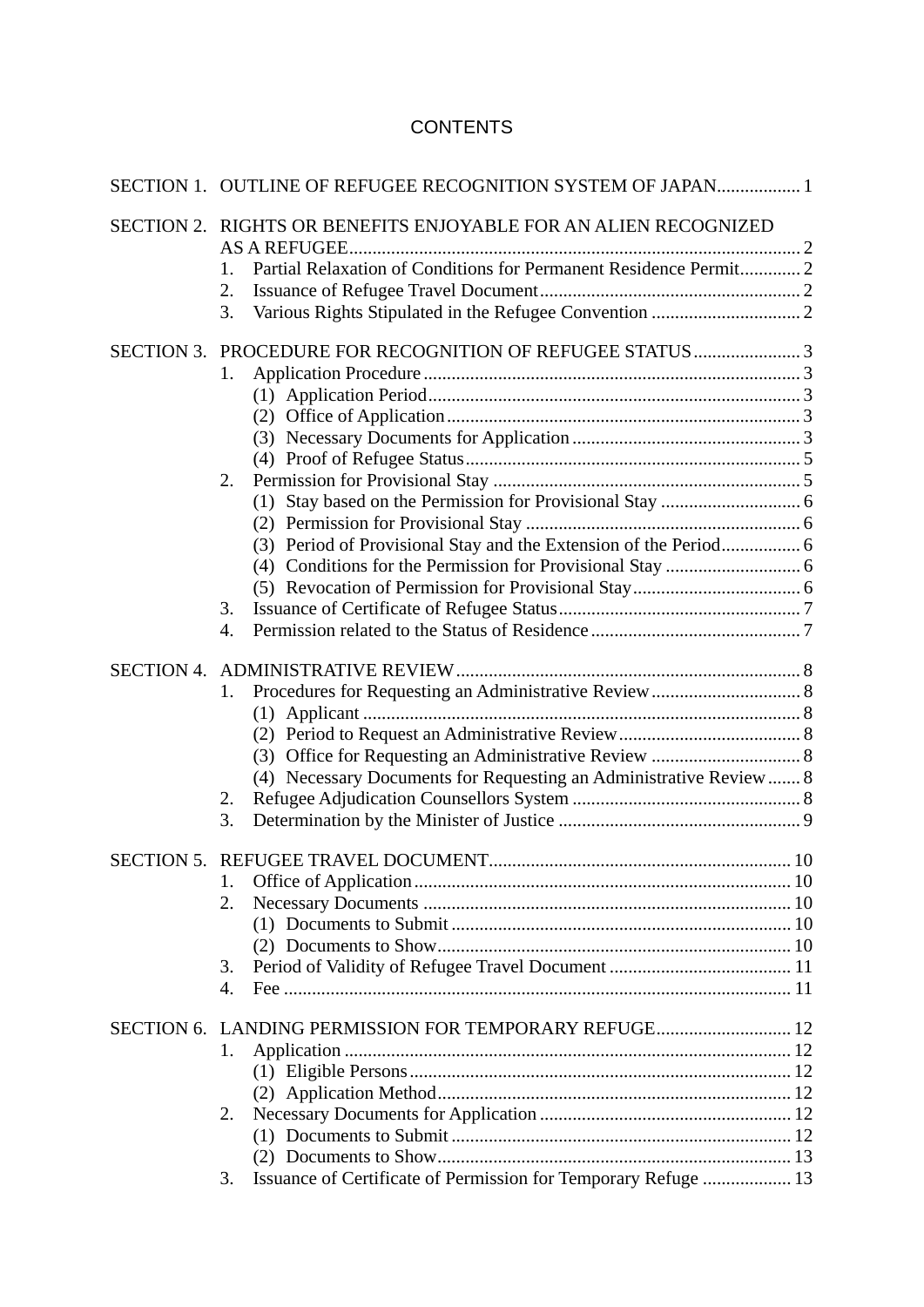# CONTENTS

SECTION 1. OUTLINE OF REFUGEE RECOGNITION SYSTEM OF JAPAN.................. 1

SECTION 2. RIGHTS OR BENEFITS ENJOYABLE FOR AN ALIEN RECOGNIZED AS A REFUGEE................................................................................................ 2
- 1. Partial Relaxation of Conditions for Permanent Residence Permit............. 2
- 2. Issuance of Refugee Travel Document........................................................ 2
- 3. Various Rights Stipulated in the Refugee Convention ................................ 2

SECTION 3. PROCEDURE FOR RECOGNITION OF REFUGEE STATUS....................... 3
- 1. Application Procedure ................................................................................. 3
  - (1) Application Period................................................................................ 3
  - (2) Office of Application ............................................................................ 3
  - (3) Necessary Documents for Application ................................................. 3
  - (4) Proof of Refugee Status........................................................................ 5
- 2. Permission for Provisional Stay .................................................................. 5
  - (1) Stay based on the Permission for Provisional Stay .............................. 6
  - (2) Permission for Provisional Stay ........................................................... 6
  - (3) Period of Provisional Stay and the Extension of the Period................. 6
  - (4) Conditions for the Permission for Provisional Stay ............................. 6
  - (5) Revocation of Permission for Provisional Stay.................................... 6
- 3. Issuance of Certificate of Refugee Status.................................................... 7
- 4. Permission related to the Status of Residence ............................................. 7

SECTION 4. ADMINISTRATIVE REVIEW......................................................................... 8
- 1. Procedures for Requesting an Administrative Review................................ 8
  - (1) Applicant .............................................................................................. 8
  - (2) Period to Request an Administrative Review....................................... 8
  - (3) Office for Requesting an Administrative Review ................................ 8
  - (4) Necessary Documents for Requesting an Administrative Review....... 8
- 2. Refugee Adjudication Counsellors System ................................................. 8
- 3. Determination by the Minister of Justice .................................................... 9

SECTION 5. REFUGEE TRAVEL DOCUMENT................................................................. 10
- 1. Office of Application ................................................................................. 10
- 2. Necessary Documents ............................................................................... 10
  - (1) Documents to Submit ......................................................................... 10
  - (2) Documents to Show............................................................................ 10
- 3. Period of Validity of Refugee Travel Document ....................................... 11
- 4. Fee ............................................................................................................ 11

SECTION 6. LANDING PERMISSION FOR TEMPORARY REFUGE............................. 12
- 1. Application ................................................................................................ 12
  - (1) Eligible Persons.................................................................................. 12
  - (2) Application Method............................................................................ 12
- 2. Necessary Documents for Application ...................................................... 12
  - (1) Documents to Submit ......................................................................... 12
  - (2) Documents to Show............................................................................ 13
- 3. Issuance of Certificate of Permission for Temporary Refuge ................... 13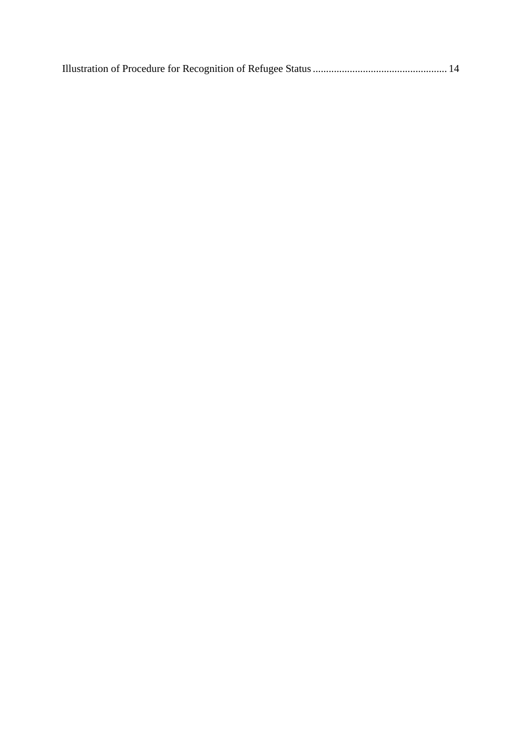Illustration of Procedure for Recognition of Refugee Status .................................................. 14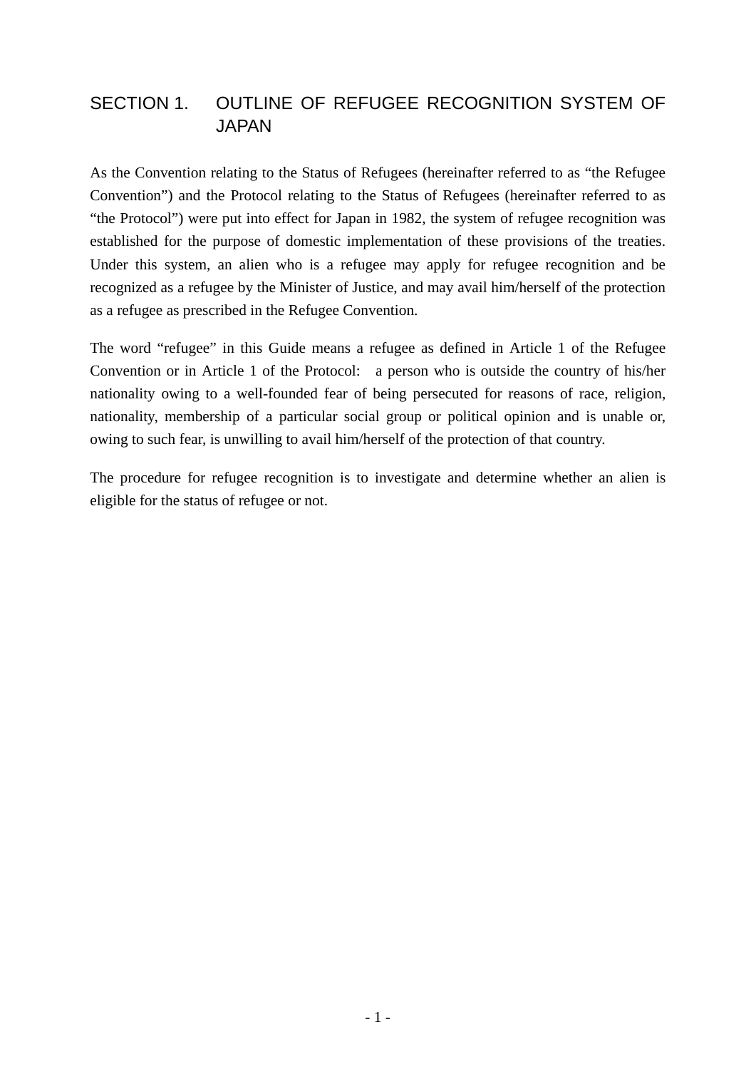## SECTION 1. OUTLINE OF REFUGEE RECOGNITION SYSTEM OF JAPAN

As the Convention relating to the Status of Refugees (hereinafter referred to as “the Refugee Convention”) and the Protocol relating to the Status of Refugees (hereinafter referred to as “the Protocol”) were put into effect for Japan in 1982, the system of refugee recognition was established for the purpose of domestic implementation of these provisions of the treaties. Under this system, an alien who is a refugee may apply for refugee recognition and be recognized as a refugee by the Minister of Justice, and may avail him/herself of the protection as a refugee as prescribed in the Refugee Convention.

The word “refugee” in this Guide means a refugee as defined in Article 1 of the Refugee Convention or in Article 1 of the Protocol: a person who is outside the country of his/her nationality owing to a well-founded fear of being persecuted for reasons of race, religion, nationality, membership of a particular social group or political opinion and is unable or, owing to such fear, is unwilling to avail him/herself of the protection of that country.

The procedure for refugee recognition is to investigate and determine whether an alien is eligible for the status of refugee or not.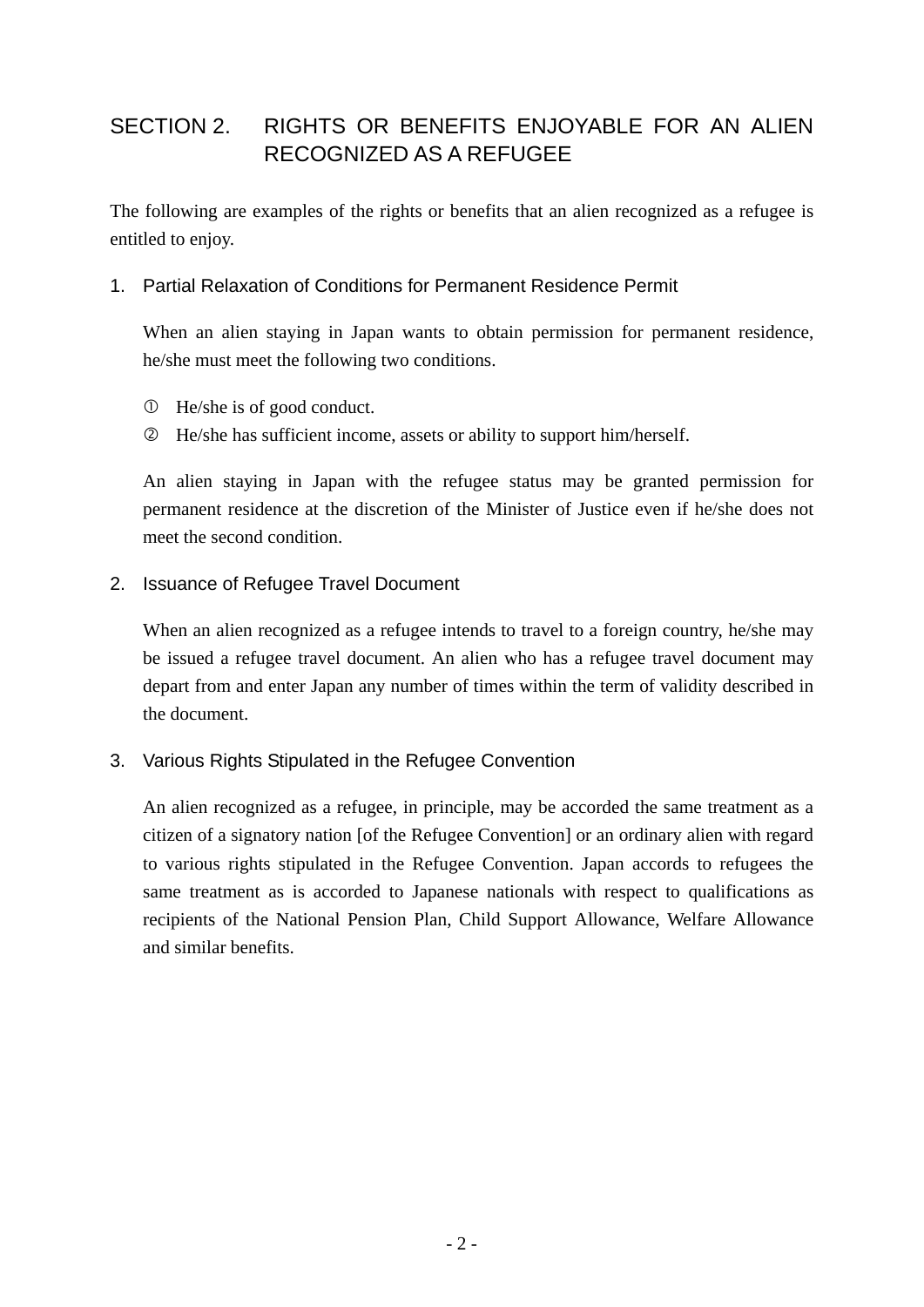## SECTION 2. RIGHTS OR BENEFITS ENJOYABLE FOR AN ALIEN RECOGNIZED AS A REFUGEE

The following are examples of the rights or benefits that an alien recognized as a refugee is entitled to enjoy.

### 1. Partial Relaxation of Conditions for Permanent Residence Permit

When an alien staying in Japan wants to obtain permission for permanent residence, he/she must meet the following two conditions.

① He/she is of good conduct.
② He/she has sufficient income, assets or ability to support him/herself.

An alien staying in Japan with the refugee status may be granted permission for permanent residence at the discretion of the Minister of Justice even if he/she does not meet the second condition.

### 2. Issuance of Refugee Travel Document

When an alien recognized as a refugee intends to travel to a foreign country, he/she may be issued a refugee travel document. An alien who has a refugee travel document may depart from and enter Japan any number of times within the term of validity described in the document.

### 3. Various Rights Stipulated in the Refugee Convention

An alien recognized as a refugee, in principle, may be accorded the same treatment as a citizen of a signatory nation [of the Refugee Convention] or an ordinary alien with regard to various rights stipulated in the Refugee Convention. Japan accords to refugees the same treatment as is accorded to Japanese nationals with respect to qualifications as recipients of the National Pension Plan, Child Support Allowance, Welfare Allowance and similar benefits.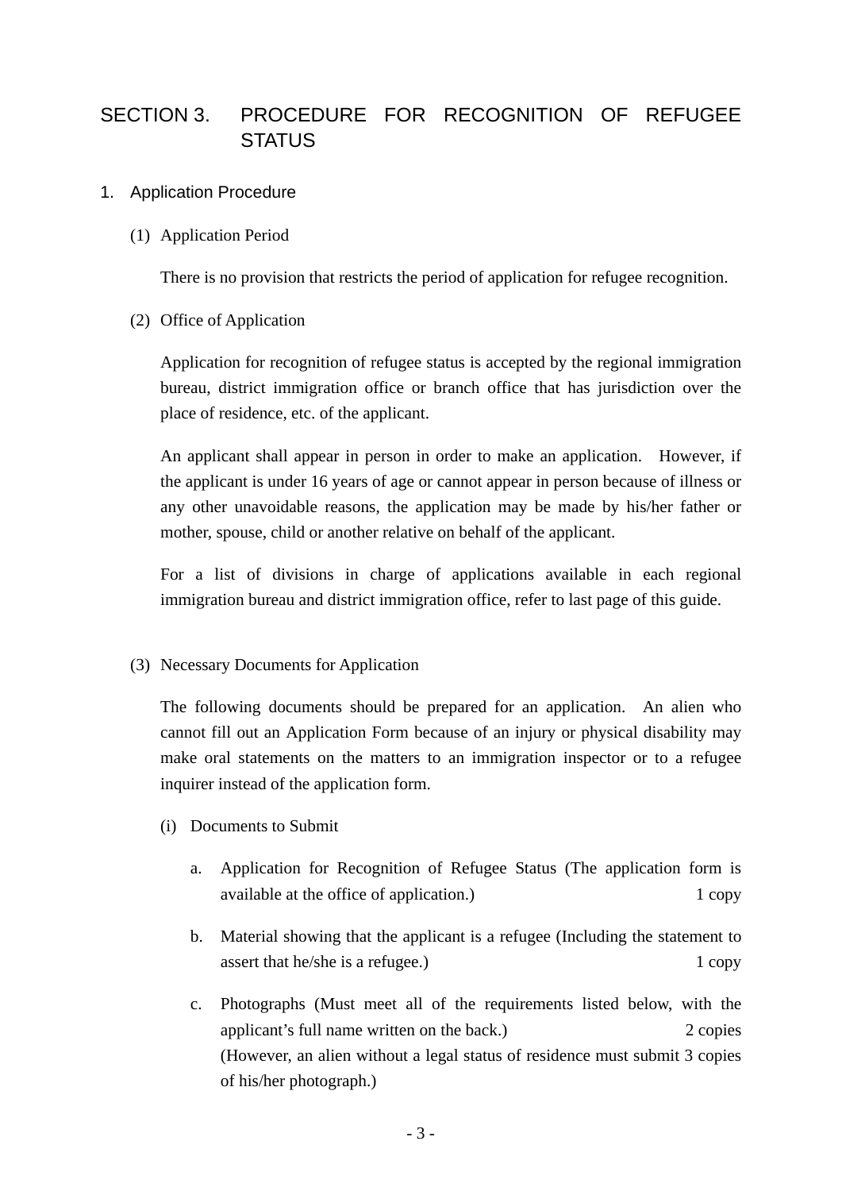# SECTION 3. PROCEDURE FOR RECOGNITION OF REFUGEE STATUS

## 1. Application Procedure

### (1) Application Period

There is no provision that restricts the period of application for refugee recognition.

### (2) Office of Application

Application for recognition of refugee status is accepted by the regional immigration bureau, district immigration office or branch office that has jurisdiction over the place of residence, etc. of the applicant.

An applicant shall appear in person in order to make an application. However, if the applicant is under 16 years of age or cannot appear in person because of illness or any other unavoidable reasons, the application may be made by his/her father or mother, spouse, child or another relative on behalf of the applicant.

For a list of divisions in charge of applications available in each regional immigration bureau and district immigration office, refer to last page of this guide.

### (3) Necessary Documents for Application

The following documents should be prepared for an application. An alien who cannot fill out an Application Form because of an injury or physical disability may make oral statements on the matters to an immigration inspector or to a refugee inquirer instead of the application form.

(i) Documents to Submit

a. Application for Recognition of Refugee Status (The application form is available at the office of application.) 1 copy

b. Material showing that the applicant is a refugee (Including the statement to assert that he/she is a refugee.) 1 copy

c. Photographs (Must meet all of the requirements listed below, with the applicant's full name written on the back.) 2 copies
(However, an alien without a legal status of residence must submit 3 copies of his/her photograph.)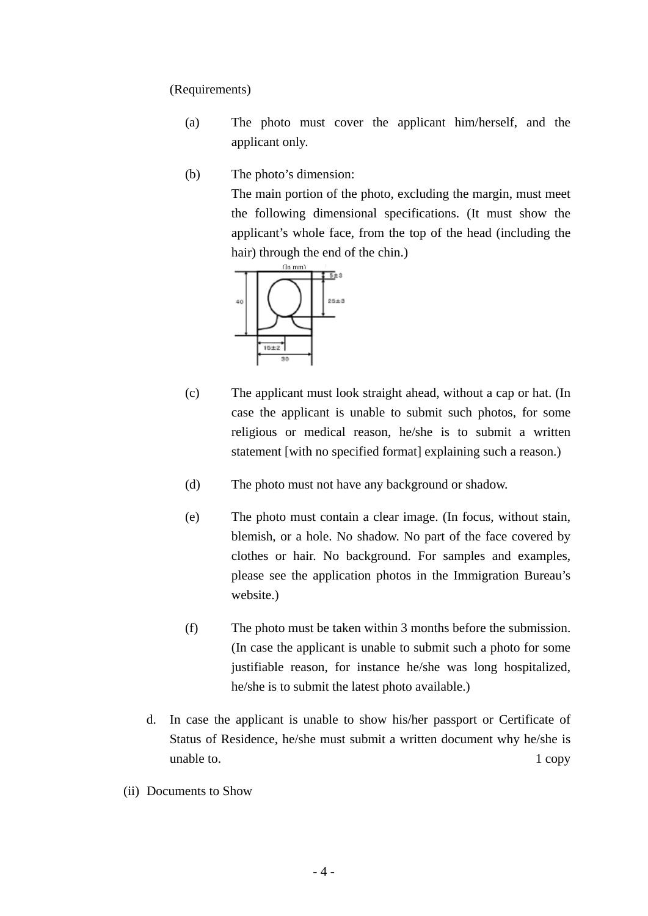(Requirements)

(a) The photo must cover the applicant him/herself, and the applicant only.

(b) The photo's dimension:
The main portion of the photo, excluding the margin, must meet the following dimensional specifications. (It must show the applicant's whole face, from the top of the head (including the hair) through the end of the chin.)

(In mm)

40 | 5±3 | 25±3 | 15±2 | 30

(c) The applicant must look straight ahead, without a cap or hat. (In case the applicant is unable to submit such photos, for some religious or medical reason, he/she is to submit a written statement [with no specified format] explaining such a reason.)

(d) The photo must not have any background or shadow.

(e) The photo must contain a clear image. (In focus, without stain, blemish, or a hole. No shadow. No part of the face covered by clothes or hair. No background. For samples and examples, please see the application photos in the Immigration Bureau's website.)

(f) The photo must be taken within 3 months before the submission. (In case the applicant is unable to submit such a photo for some justifiable reason, for instance he/she was long hospitalized, he/she is to submit the latest photo available.)

d. In case the applicant is unable to show his/her passport or Certificate of Status of Residence, he/she must submit a written document why he/she is unable to. 1 copy

(ii) Documents to Show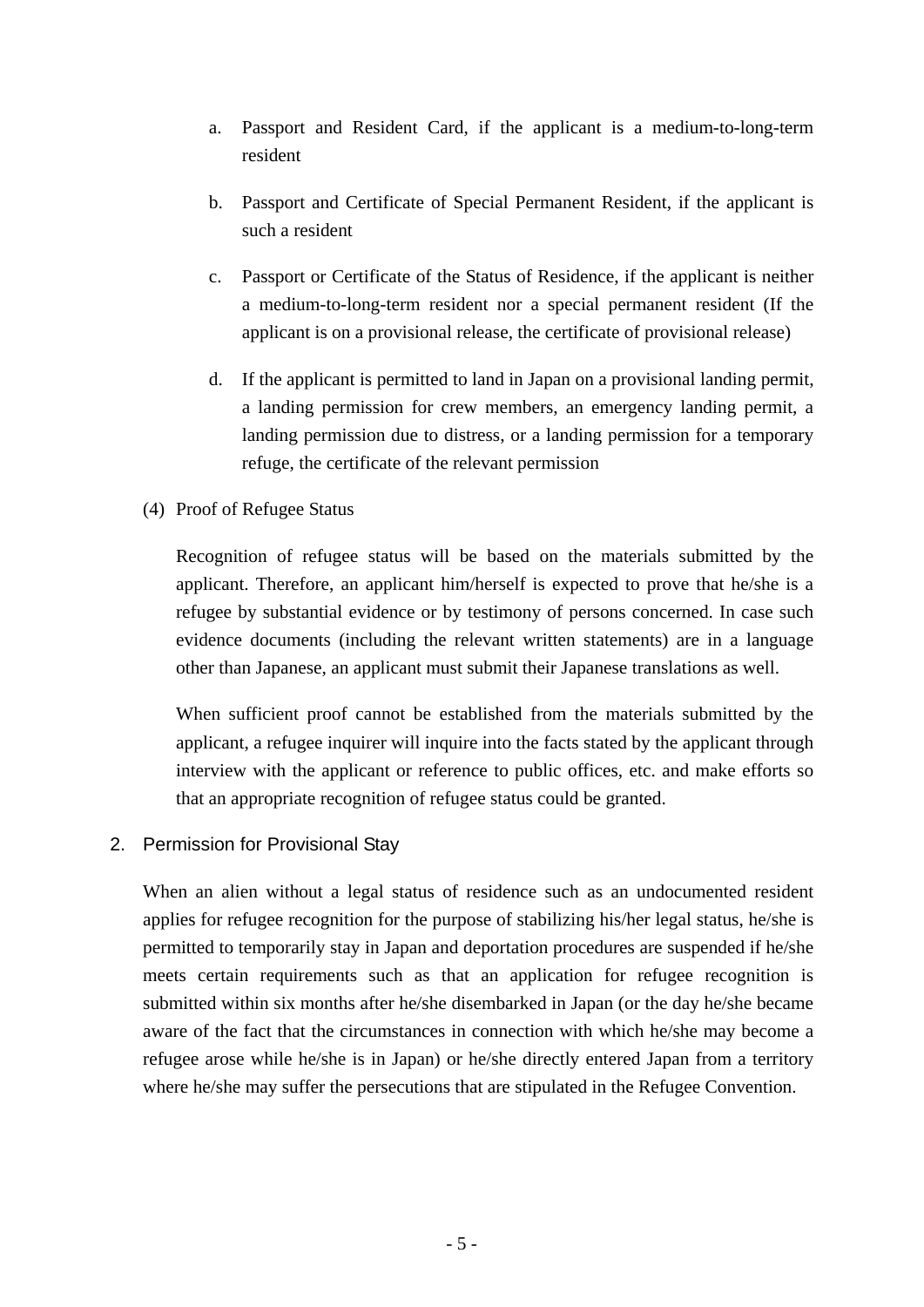a. Passport and Resident Card, if the applicant is a medium-to-long-term resident

b. Passport and Certificate of Special Permanent Resident, if the applicant is such a resident

c. Passport or Certificate of the Status of Residence, if the applicant is neither a medium-to-long-term resident nor a special permanent resident (If the applicant is on a provisional release, the certificate of provisional release)

d. If the applicant is permitted to land in Japan on a provisional landing permit, a landing permission for crew members, an emergency landing permit, a landing permission due to distress, or a landing permission for a temporary refuge, the certificate of the relevant permission

(4) Proof of Refugee Status

Recognition of refugee status will be based on the materials submitted by the applicant. Therefore, an applicant him/herself is expected to prove that he/she is a refugee by substantial evidence or by testimony of persons concerned. In case such evidence documents (including the relevant written statements) are in a language other than Japanese, an applicant must submit their Japanese translations as well.

When sufficient proof cannot be established from the materials submitted by the applicant, a refugee inquirer will inquire into the facts stated by the applicant through interview with the applicant or reference to public offices, etc. and make efforts so that an appropriate recognition of refugee status could be granted.

## 2. Permission for Provisional Stay

When an alien without a legal status of residence such as an undocumented resident applies for refugee recognition for the purpose of stabilizing his/her legal status, he/she is permitted to temporarily stay in Japan and deportation procedures are suspended if he/she meets certain requirements such as that an application for refugee recognition is submitted within six months after he/she disembarked in Japan (or the day he/she became aware of the fact that the circumstances in connection with which he/she may become a refugee arose while he/she is in Japan) or he/she directly entered Japan from a territory where he/she may suffer the persecutions that are stipulated in the Refugee Convention.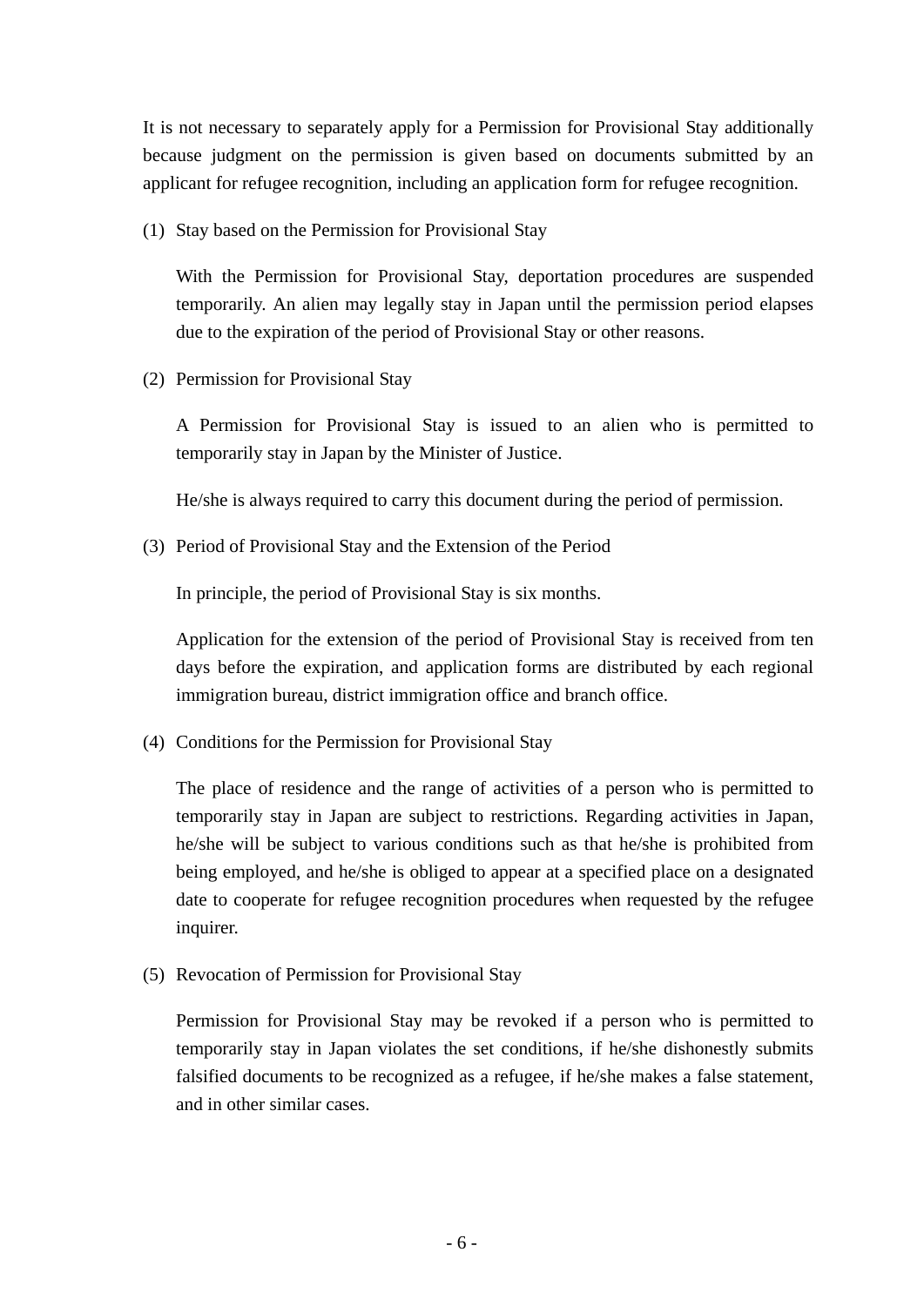It is not necessary to separately apply for a Permission for Provisional Stay additionally because judgment on the permission is given based on documents submitted by an applicant for refugee recognition, including an application form for refugee recognition.

(1) Stay based on the Permission for Provisional Stay

With the Permission for Provisional Stay, deportation procedures are suspended temporarily. An alien may legally stay in Japan until the permission period elapses due to the expiration of the period of Provisional Stay or other reasons.

(2) Permission for Provisional Stay

A Permission for Provisional Stay is issued to an alien who is permitted to temporarily stay in Japan by the Minister of Justice.

He/she is always required to carry this document during the period of permission.

(3) Period of Provisional Stay and the Extension of the Period

In principle, the period of Provisional Stay is six months.

Application for the extension of the period of Provisional Stay is received from ten days before the expiration, and application forms are distributed by each regional immigration bureau, district immigration office and branch office.

(4) Conditions for the Permission for Provisional Stay

The place of residence and the range of activities of a person who is permitted to temporarily stay in Japan are subject to restrictions. Regarding activities in Japan, he/she will be subject to various conditions such as that he/she is prohibited from being employed, and he/she is obliged to appear at a specified place on a designated date to cooperate for refugee recognition procedures when requested by the refugee inquirer.

(5) Revocation of Permission for Provisional Stay

Permission for Provisional Stay may be revoked if a person who is permitted to temporarily stay in Japan violates the set conditions, if he/she dishonestly submits falsified documents to be recognized as a refugee, if he/she makes a false statement, and in other similar cases.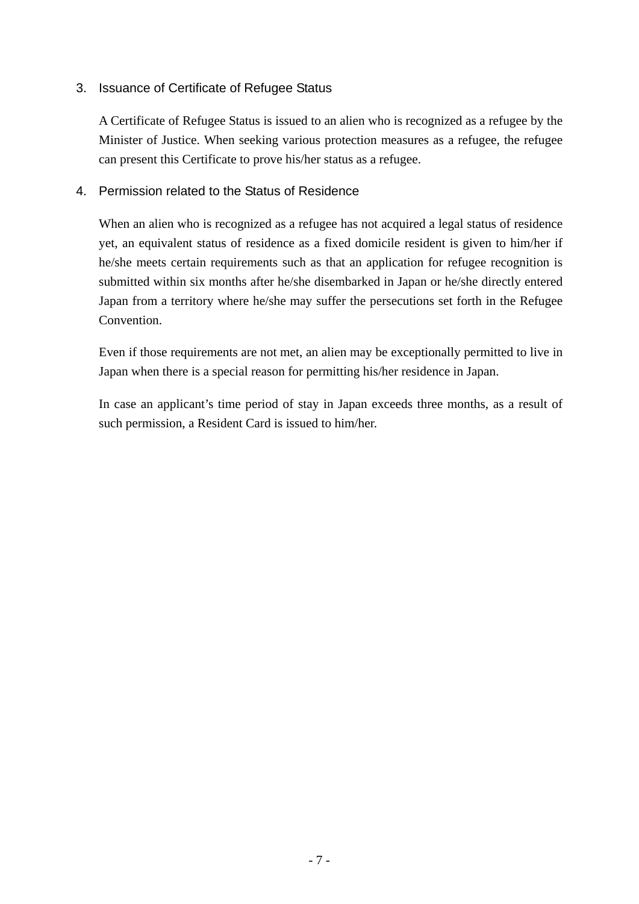## 3. Issuance of Certificate of Refugee Status

A Certificate of Refugee Status is issued to an alien who is recognized as a refugee by the Minister of Justice. When seeking various protection measures as a refugee, the refugee can present this Certificate to prove his/her status as a refugee.

## 4. Permission related to the Status of Residence

When an alien who is recognized as a refugee has not acquired a legal status of residence yet, an equivalent status of residence as a fixed domicile resident is given to him/her if he/she meets certain requirements such as that an application for refugee recognition is submitted within six months after he/she disembarked in Japan or he/she directly entered Japan from a territory where he/she may suffer the persecutions set forth in the Refugee Convention.

Even if those requirements are not met, an alien may be exceptionally permitted to live in Japan when there is a special reason for permitting his/her residence in Japan.

In case an applicant's time period of stay in Japan exceeds three months, as a result of such permission, a Resident Card is issued to him/her.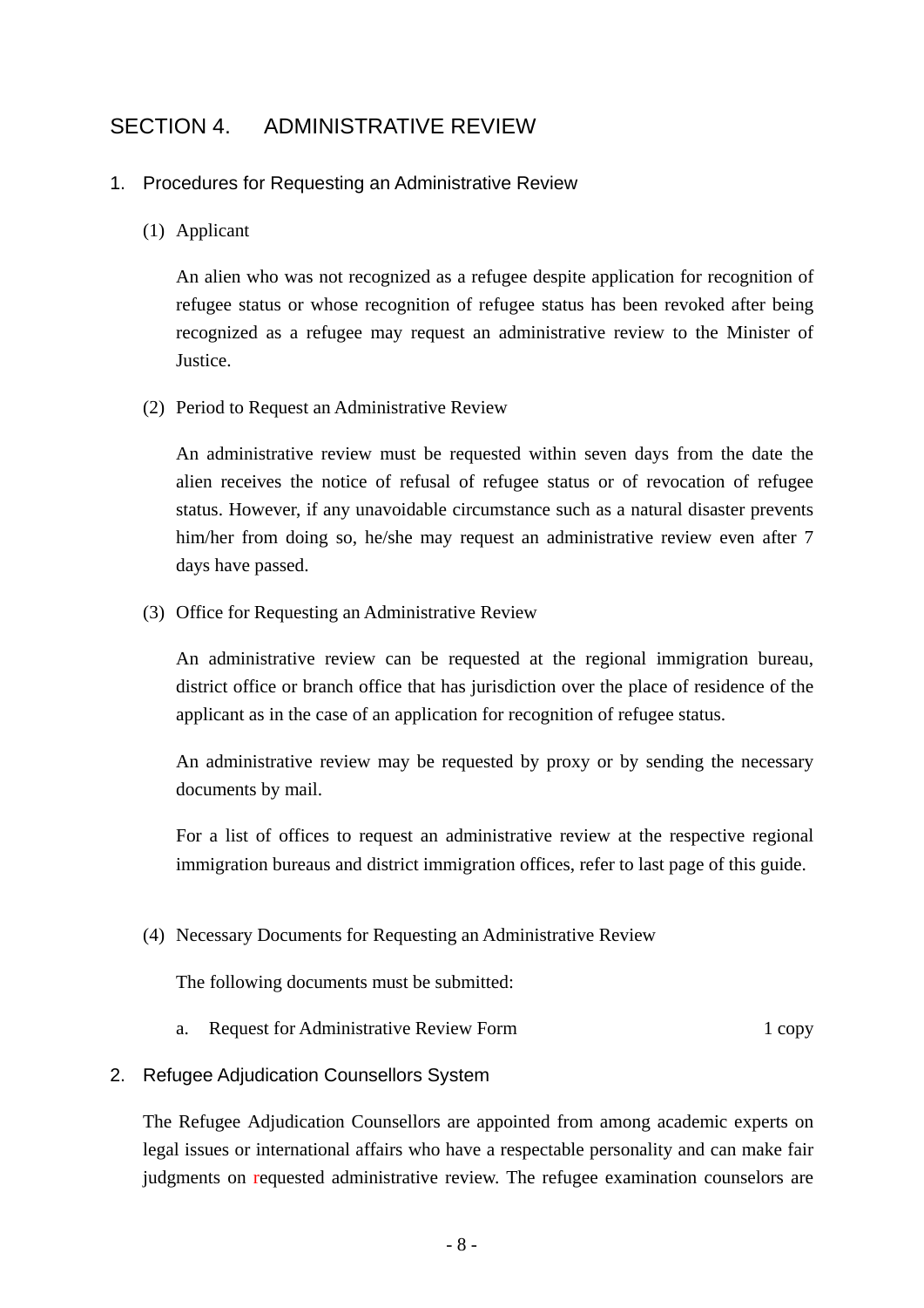## SECTION 4. ADMINISTRATIVE REVIEW

### 1. Procedures for Requesting an Administrative Review

#### (1) Applicant

An alien who was not recognized as a refugee despite application for recognition of refugee status or whose recognition of refugee status has been revoked after being recognized as a refugee may request an administrative review to the Minister of Justice.

#### (2) Period to Request an Administrative Review

An administrative review must be requested within seven days from the date the alien receives the notice of refusal of refugee status or of revocation of refugee status. However, if any unavoidable circumstance such as a natural disaster prevents him/her from doing so, he/she may request an administrative review even after 7 days have passed.

#### (3) Office for Requesting an Administrative Review

An administrative review can be requested at the regional immigration bureau, district office or branch office that has jurisdiction over the place of residence of the applicant as in the case of an application for recognition of refugee status.

An administrative review may be requested by proxy or by sending the necessary documents by mail.

For a list of offices to request an administrative review at the respective regional immigration bureaus and district immigration offices, refer to last page of this guide.

#### (4) Necessary Documents for Requesting an Administrative Review

The following documents must be submitted:

a. Request for Administrative Review Form — 1 copy

### 2. Refugee Adjudication Counsellors System

The Refugee Adjudication Counsellors are appointed from among academic experts on legal issues or international affairs who have a respectable personality and can make fair judgments on requested administrative review. The refugee examination counselors are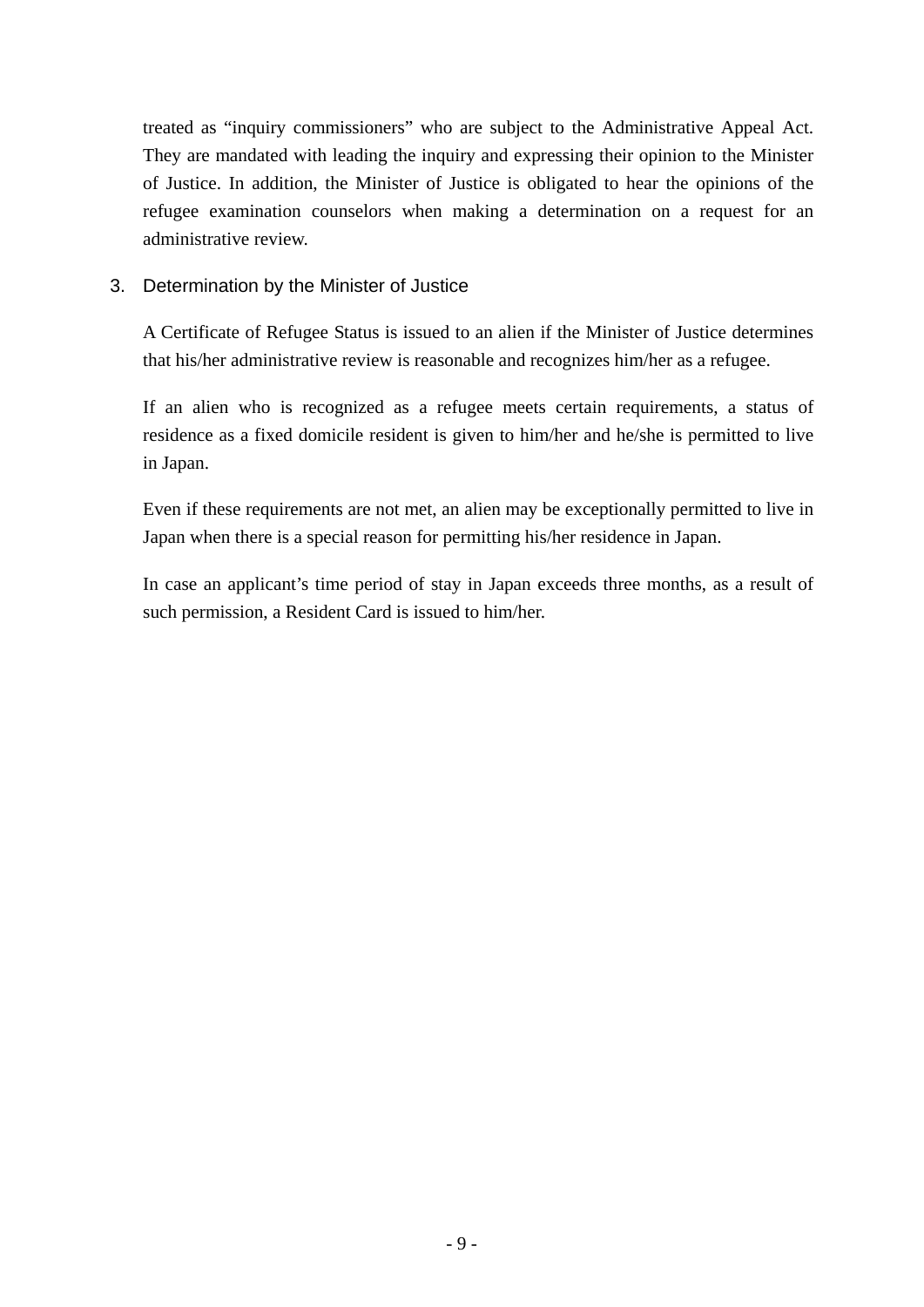treated as “inquiry commissioners” who are subject to the Administrative Appeal Act. They are mandated with leading the inquiry and expressing their opinion to the Minister of Justice. In addition, the Minister of Justice is obligated to hear the opinions of the refugee examination counselors when making a determination on a request for an administrative review.

### 3. Determination by the Minister of Justice

A Certificate of Refugee Status is issued to an alien if the Minister of Justice determines that his/her administrative review is reasonable and recognizes him/her as a refugee.

If an alien who is recognized as a refugee meets certain requirements, a status of residence as a fixed domicile resident is given to him/her and he/she is permitted to live in Japan.

Even if these requirements are not met, an alien may be exceptionally permitted to live in Japan when there is a special reason for permitting his/her residence in Japan.

In case an applicant’s time period of stay in Japan exceeds three months, as a result of such permission, a Resident Card is issued to him/her.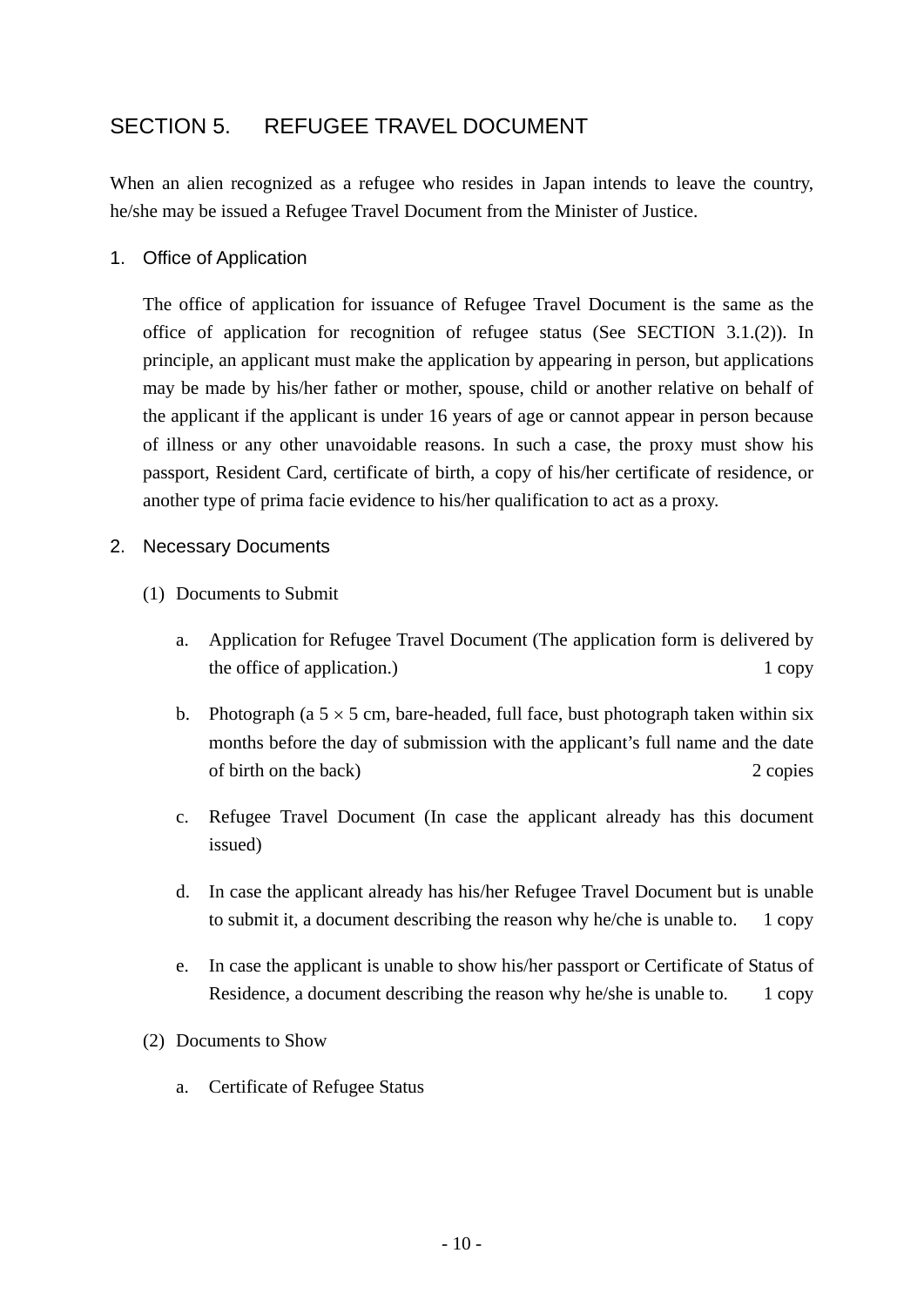## SECTION 5. REFUGEE TRAVEL DOCUMENT

When an alien recognized as a refugee who resides in Japan intends to leave the country, he/she may be issued a Refugee Travel Document from the Minister of Justice.

### 1. Office of Application

The office of application for issuance of Refugee Travel Document is the same as the office of application for recognition of refugee status (See SECTION 3.1.(2)). In principle, an applicant must make the application by appearing in person, but applications may be made by his/her father or mother, spouse, child or another relative on behalf of the applicant if the applicant is under 16 years of age or cannot appear in person because of illness or any other unavoidable reasons. In such a case, the proxy must show his passport, Resident Card, certificate of birth, a copy of his/her certificate of residence, or another type of prima facie evidence to his/her qualification to act as a proxy.

### 2. Necessary Documents

(1) Documents to Submit

a. Application for Refugee Travel Document (The application form is delivered by the office of application.) 1 copy

b. Photograph (a 5 × 5 cm, bare-headed, full face, bust photograph taken within six months before the day of submission with the applicant’s full name and the date of birth on the back) 2 copies

c. Refugee Travel Document (In case the applicant already has this document issued)

d. In case the applicant already has his/her Refugee Travel Document but is unable to submit it, a document describing the reason why he/che is unable to. 1 copy

e. In case the applicant is unable to show his/her passport or Certificate of Status of Residence, a document describing the reason why he/she is unable to. 1 copy

(2) Documents to Show

a. Certificate of Refugee Status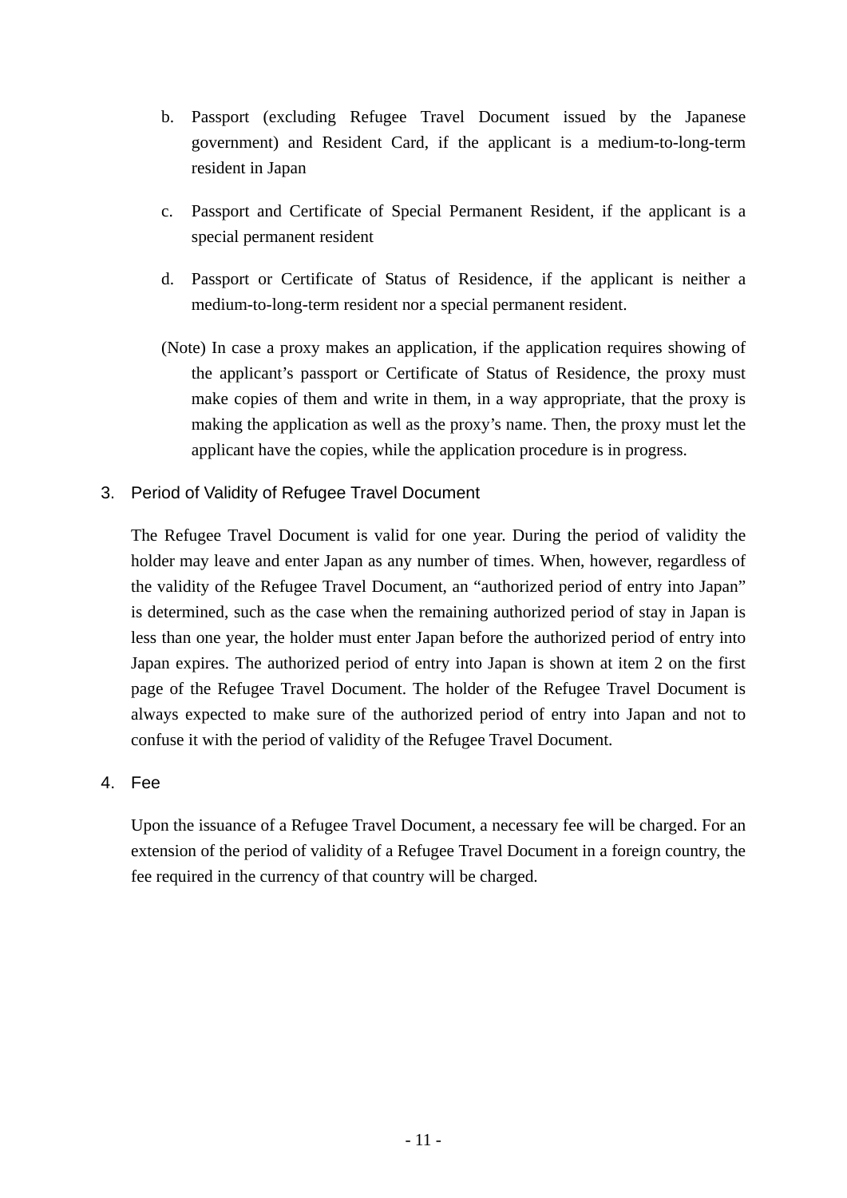b. Passport (excluding Refugee Travel Document issued by the Japanese government) and Resident Card, if the applicant is a medium-to-long-term resident in Japan

c. Passport and Certificate of Special Permanent Resident, if the applicant is a special permanent resident

d. Passport or Certificate of Status of Residence, if the applicant is neither a medium-to-long-term resident nor a special permanent resident.

(Note) In case a proxy makes an application, if the application requires showing of the applicant's passport or Certificate of Status of Residence, the proxy must make copies of them and write in them, in a way appropriate, that the proxy is making the application as well as the proxy's name. Then, the proxy must let the applicant have the copies, while the application procedure is in progress.

## 3. Period of Validity of Refugee Travel Document

The Refugee Travel Document is valid for one year. During the period of validity the holder may leave and enter Japan as any number of times. When, however, regardless of the validity of the Refugee Travel Document, an "authorized period of entry into Japan" is determined, such as the case when the remaining authorized period of stay in Japan is less than one year, the holder must enter Japan before the authorized period of entry into Japan expires. The authorized period of entry into Japan is shown at item 2 on the first page of the Refugee Travel Document. The holder of the Refugee Travel Document is always expected to make sure of the authorized period of entry into Japan and not to confuse it with the period of validity of the Refugee Travel Document.

## 4. Fee

Upon the issuance of a Refugee Travel Document, a necessary fee will be charged. For an extension of the period of validity of a Refugee Travel Document in a foreign country, the fee required in the currency of that country will be charged.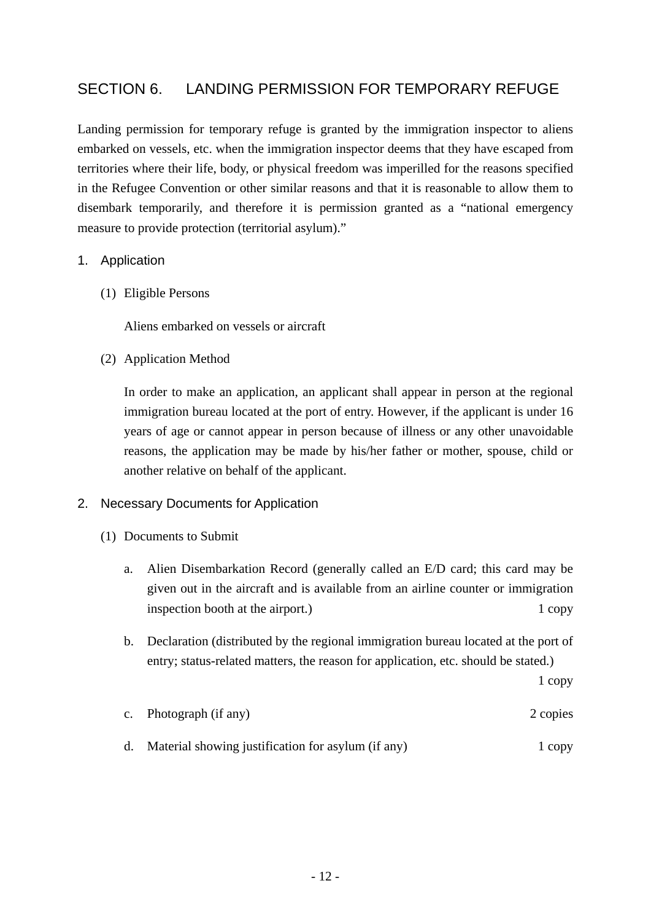## SECTION 6. LANDING PERMISSION FOR TEMPORARY REFUGE

Landing permission for temporary refuge is granted by the immigration inspector to aliens embarked on vessels, etc. when the immigration inspector deems that they have escaped from territories where their life, body, or physical freedom was imperilled for the reasons specified in the Refugee Convention or other similar reasons and that it is reasonable to allow them to disembark temporarily, and therefore it is permission granted as a "national emergency measure to provide protection (territorial asylum)."

### 1. Application

(1) Eligible Persons

Aliens embarked on vessels or aircraft

(2) Application Method

In order to make an application, an applicant shall appear in person at the regional immigration bureau located at the port of entry. However, if the applicant is under 16 years of age or cannot appear in person because of illness or any other unavoidable reasons, the application may be made by his/her father or mother, spouse, child or another relative on behalf of the applicant.

### 2. Necessary Documents for Application

(1) Documents to Submit

a. Alien Disembarkation Record (generally called an E/D card; this card may be given out in the aircraft and is available from an airline counter or immigration inspection booth at the airport.) 1 copy

b. Declaration (distributed by the regional immigration bureau located at the port of entry; status-related matters, the reason for application, etc. should be stated.) 1 copy

c. Photograph (if any) 2 copies

d. Material showing justification for asylum (if any) 1 copy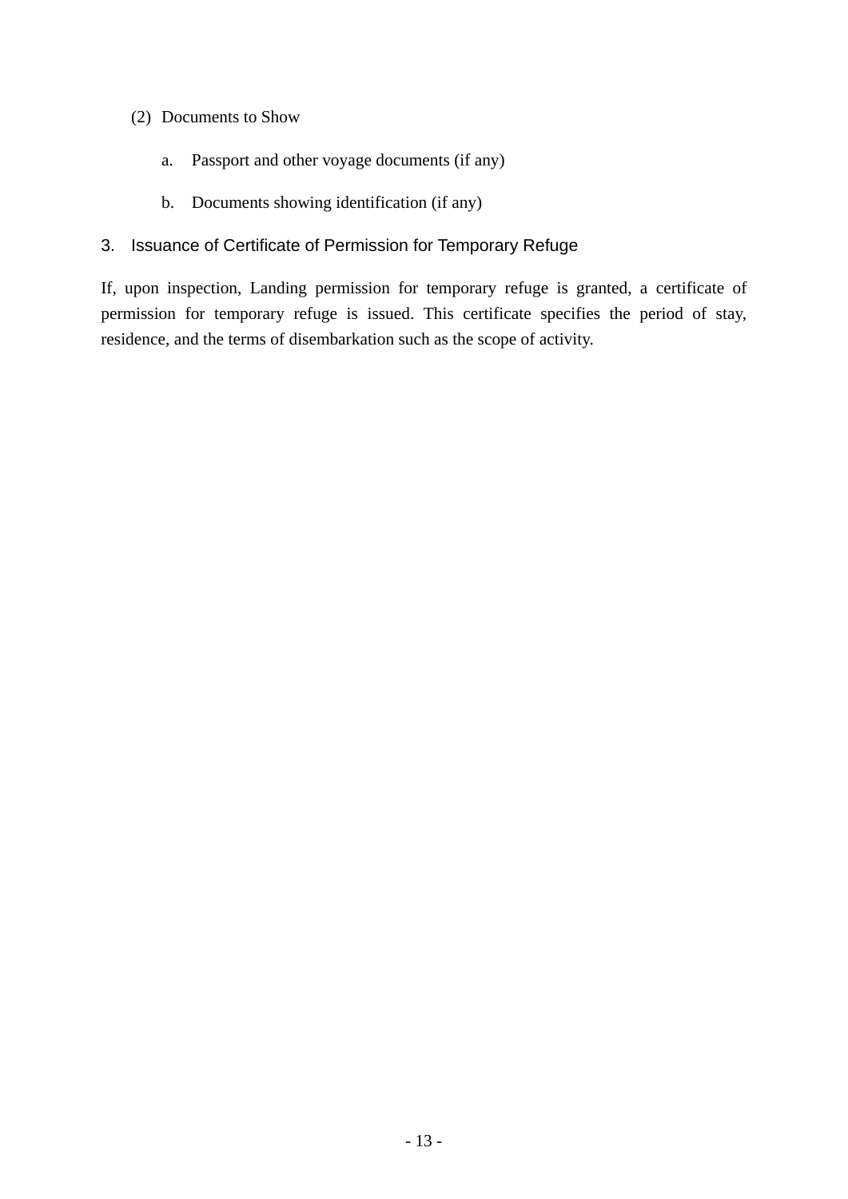(2) Documents to Show

a. Passport and other voyage documents (if any)

b. Documents showing identification (if any)

## 3. Issuance of Certificate of Permission for Temporary Refuge

If, upon inspection, Landing permission for temporary refuge is granted, a certificate of permission for temporary refuge is issued. This certificate specifies the period of stay, residence, and the terms of disembarkation such as the scope of activity.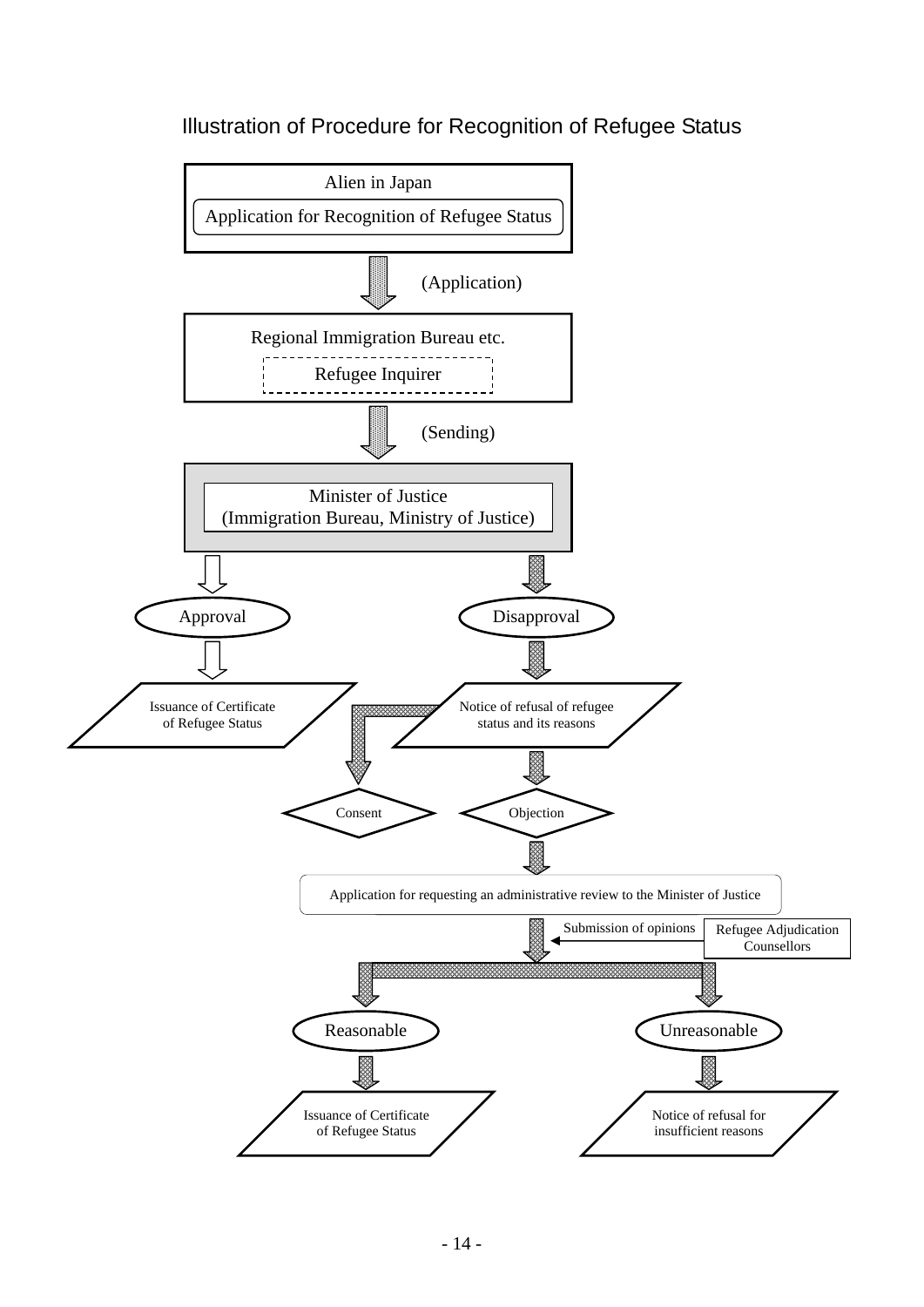# Illustration of Procedure for Recognition of Refugee Status

**Alien in Japan**
Application for Recognition of Refugee Status

↓ (Application)

**Regional Immigration Bureau etc.**
Refugee Inquirer

↓ (Sending)

**Minister of Justice**
(Immigration Bureau, Ministry of Justice)

- **Approval**
  - ↓ Issuance of Certificate of Refugee Status
- **Disapproval**
  - ↓ Notice of refusal of refugee status and its reasons
    - ↓ Consent
    - ↓ Objection
      - ↓ Application for requesting an administrative review to the Minister of Justice
        - ← Submission of opinions — Refugee Adjudication Counsellors
        - **Reasonable**
          - ↓ Issuance of Certificate of Refugee Status
        - **Unreasonable**
          - ↓ Notice of refusal for insufficient reasons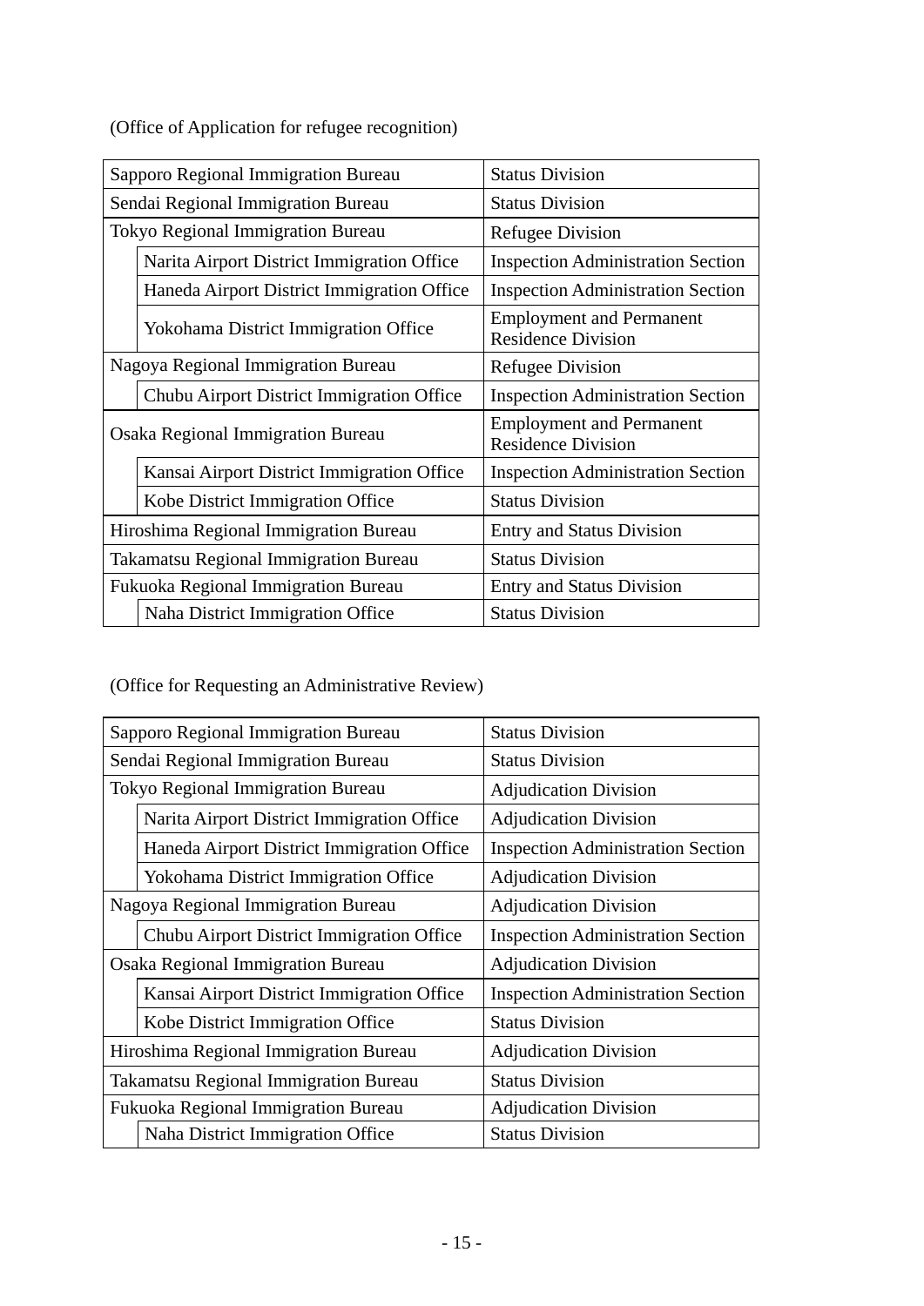(Office of Application for refugee recognition)

| | | |
|---|---|---|
| Sapporo Regional Immigration Bureau | | Status Division |
| Sendai Regional Immigration Bureau | | Status Division |
| Tokyo Regional Immigration Bureau | | Refugee Division |
| | Narita Airport District Immigration Office | Inspection Administration Section |
| | Haneda Airport District Immigration Office | Inspection Administration Section |
| | Yokohama District Immigration Office | Employment and Permanent Residence Division |
| Nagoya Regional Immigration Bureau | | Refugee Division |
| | Chubu Airport District Immigration Office | Inspection Administration Section |
| Osaka Regional Immigration Bureau | | Employment and Permanent Residence Division |
| | Kansai Airport District Immigration Office | Inspection Administration Section |
| | Kobe District Immigration Office | Status Division |
| Hiroshima Regional Immigration Bureau | | Entry and Status Division |
| Takamatsu Regional Immigration Bureau | | Status Division |
| Fukuoka Regional Immigration Bureau | | Entry and Status Division |
| | Naha District Immigration Office | Status Division |

(Office for Requesting an Administrative Review)

| | | |
|---|---|---|
| Sapporo Regional Immigration Bureau | | Status Division |
| Sendai Regional Immigration Bureau | | Status Division |
| Tokyo Regional Immigration Bureau | | Adjudication Division |
| | Narita Airport District Immigration Office | Adjudication Division |
| | Haneda Airport District Immigration Office | Inspection Administration Section |
| | Yokohama District Immigration Office | Adjudication Division |
| Nagoya Regional Immigration Bureau | | Adjudication Division |
| | Chubu Airport District Immigration Office | Inspection Administration Section |
| Osaka Regional Immigration Bureau | | Adjudication Division |
| | Kansai Airport District Immigration Office | Inspection Administration Section |
| | Kobe District Immigration Office | Status Division |
| Hiroshima Regional Immigration Bureau | | Adjudication Division |
| Takamatsu Regional Immigration Bureau | | Status Division |
| Fukuoka Regional Immigration Bureau | | Adjudication Division |
| | Naha District Immigration Office | Status Division |